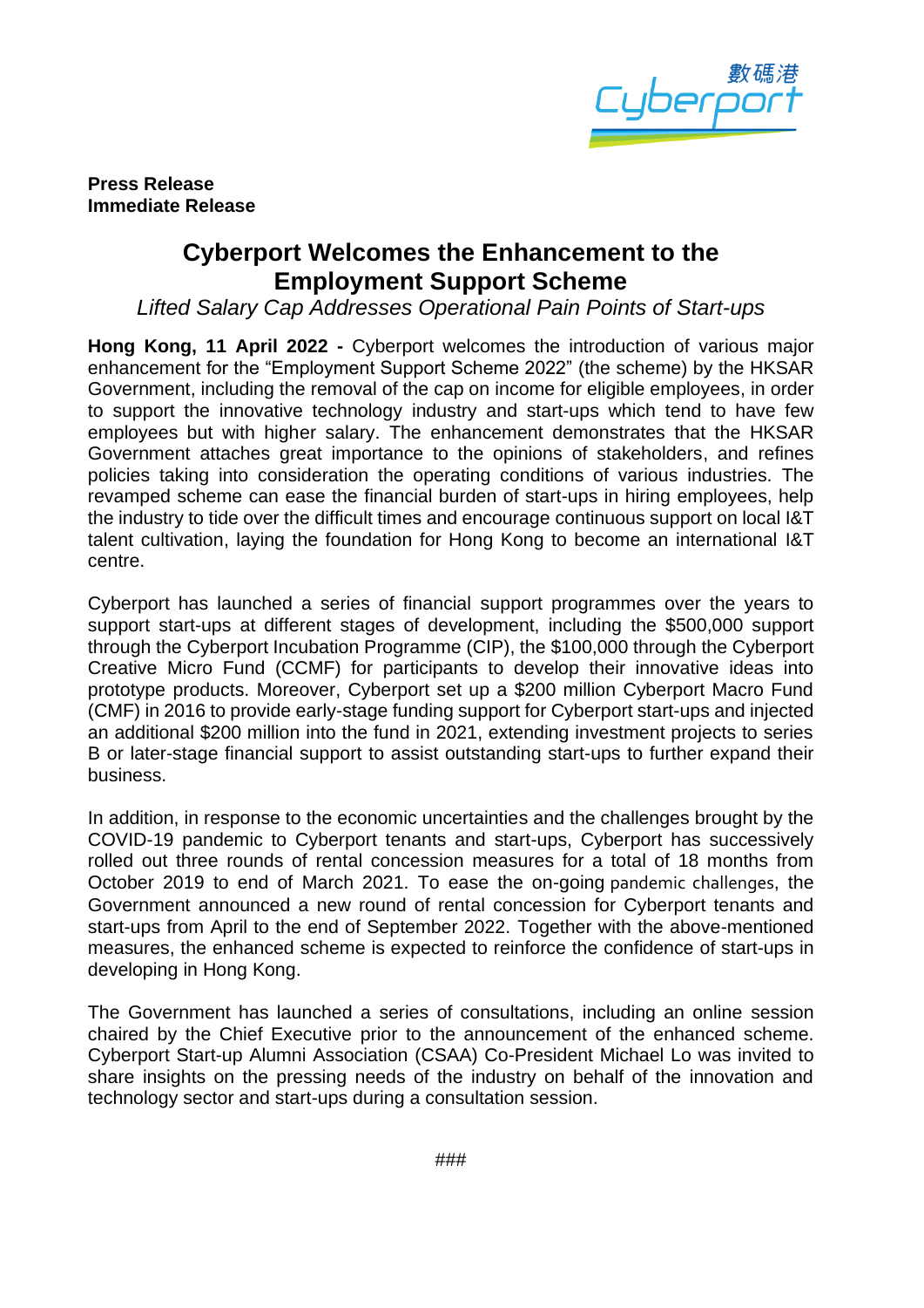**Press Release**
**Immediate Release**

# Cyberport Welcomes the Enhancement to the Employment Support Scheme

*Lifted Salary Cap Addresses Operational Pain Points of Start-ups*

**Hong Kong, 11 April 2022 -** Cyberport welcomes the introduction of various major enhancement for the "Employment Support Scheme 2022" (the scheme) by the HKSAR Government, including the removal of the cap on income for eligible employees, in order to support the innovative technology industry and start-ups which tend to have few employees but with higher salary. The enhancement demonstrates that the HKSAR Government attaches great importance to the opinions of stakeholders, and refines policies taking into consideration the operating conditions of various industries. The revamped scheme can ease the financial burden of start-ups in hiring employees, help the industry to tide over the difficult times and encourage continuous support on local I&T talent cultivation, laying the foundation for Hong Kong to become an international I&T centre.

Cyberport has launched a series of financial support programmes over the years to support start-ups at different stages of development, including the $500,000 support through the Cyberport Incubation Programme (CIP), the $100,000 through the Cyberport Creative Micro Fund (CCMF) for participants to develop their innovative ideas into prototype products. Moreover, Cyberport set up a $200 million Cyberport Macro Fund (CMF) in 2016 to provide early-stage funding support for Cyberport start-ups and injected an additional $200 million into the fund in 2021, extending investment projects to series B or later-stage financial support to assist outstanding start-ups to further expand their business.

In addition, in response to the economic uncertainties and the challenges brought by the COVID-19 pandemic to Cyberport tenants and start-ups, Cyberport has successively rolled out three rounds of rental concession measures for a total of 18 months from October 2019 to end of March 2021. To ease the on-going pandemic challenges, the Government announced a new round of rental concession for Cyberport tenants and start-ups from April to the end of September 2022. Together with the above-mentioned measures, the enhanced scheme is expected to reinforce the confidence of start-ups in developing in Hong Kong.

The Government has launched a series of consultations, including an online session chaired by the Chief Executive prior to the announcement of the enhanced scheme. Cyberport Start-up Alumni Association (CSAA) Co-President Michael Lo was invited to share insights on the pressing needs of the industry on behalf of the innovation and technology sector and start-ups during a consultation session.

###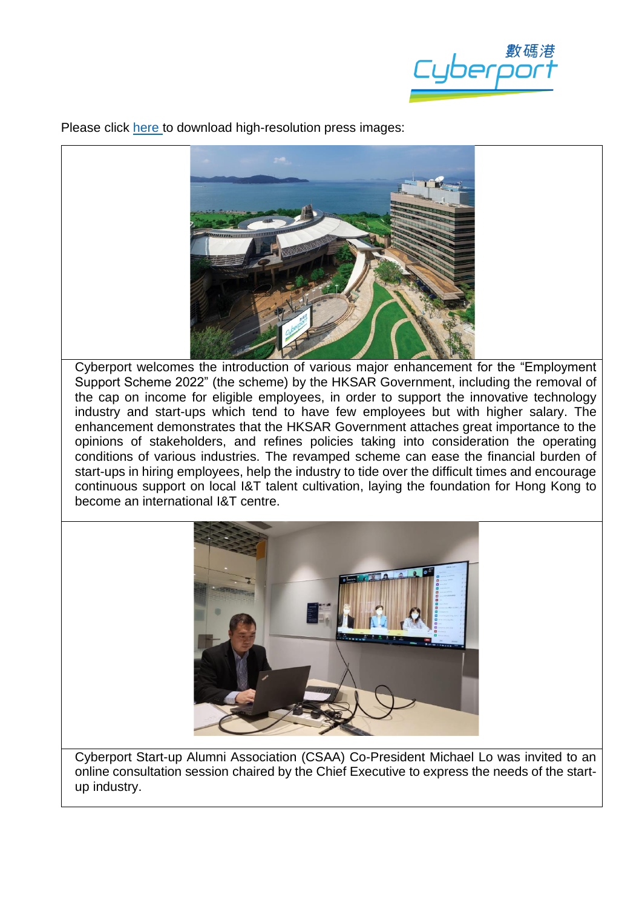Please click here to download high-resolution press images:

Cyberport welcomes the introduction of various major enhancement for the "Employment Support Scheme 2022" (the scheme) by the HKSAR Government, including the removal of the cap on income for eligible employees, in order to support the innovative technology industry and start-ups which tend to have few employees but with higher salary. The enhancement demonstrates that the HKSAR Government attaches great importance to the opinions of stakeholders, and refines policies taking into consideration the operating conditions of various industries. The revamped scheme can ease the financial burden of start-ups in hiring employees, help the industry to tide over the difficult times and encourage continuous support on local I&T talent cultivation, laying the foundation for Hong Kong to become an international I&T centre.

Cyberport Start-up Alumni Association (CSAA) Co-President Michael Lo was invited to an online consultation session chaired by the Chief Executive to express the needs of the start-up industry.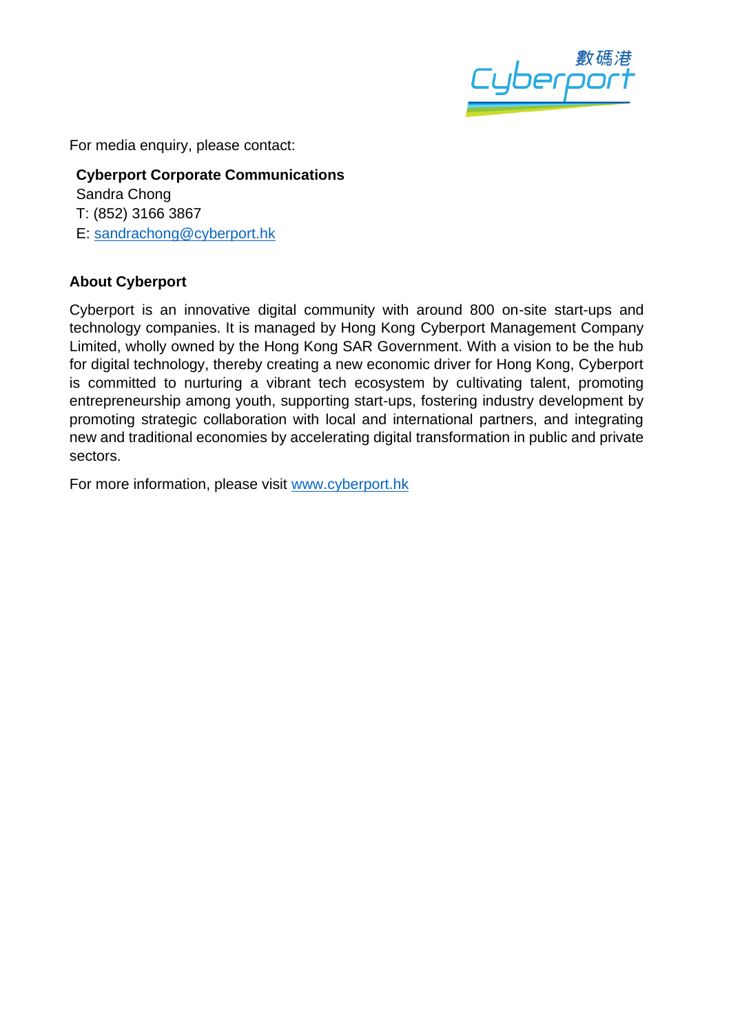For media enquiry, please contact:

**Cyberport Corporate Communications**
Sandra Chong
T: (852) 3166 3867
E: sandrachong@cyberport.hk

**About Cyberport**

Cyberport is an innovative digital community with around 800 on-site start-ups and technology companies. It is managed by Hong Kong Cyberport Management Company Limited, wholly owned by the Hong Kong SAR Government. With a vision to be the hub for digital technology, thereby creating a new economic driver for Hong Kong, Cyberport is committed to nurturing a vibrant tech ecosystem by cultivating talent, promoting entrepreneurship among youth, supporting start-ups, fostering industry development by promoting strategic collaboration with local and international partners, and integrating new and traditional economies by accelerating digital transformation in public and private sectors.

For more information, please visit www.cyberport.hk